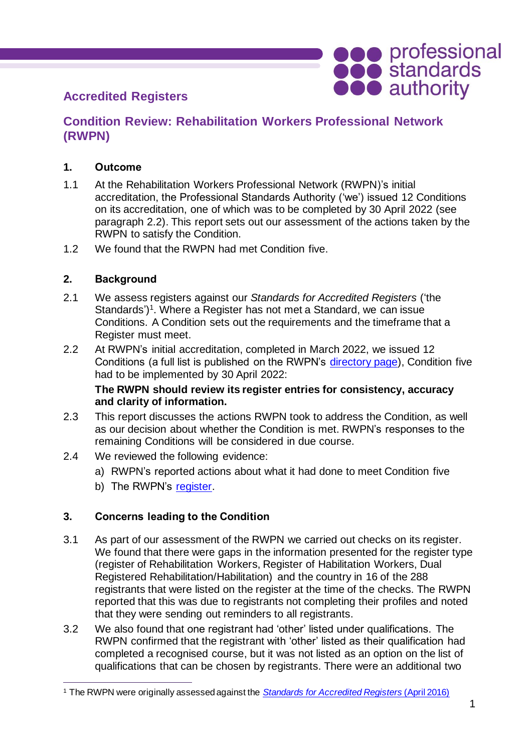Accredited Registers

# Condition Review: Rehabilitation Workers Professional Network (RWPN)

## 1. Outcome

1.1 At the Rehabilitation Workers Professional Network (RWPN)'s initial accreditation, the Professional Standards Authority ('we') issued 12 Conditions on its accreditation, one of which was to be completed by 30 April 2022 (see paragraph 2.2). This report sets out our assessment of the actions taken by the RWPN to satisfy the Condition.

1.2 We found that the RWPN had met Condition five.

## 2. Background

2.1 We assess registers against our *Standards for Accredited Registers* ('the Standards')[1]. Where a Register has not met a Standard, we can issue Conditions. A Condition sets out the requirements and the timeframe that a Register must meet.

2.2 At RWPN's initial accreditation, completed in March 2022, we issued 12 Conditions (a full list is published on the RWPN's directory page), Condition five had to be implemented by 30 April 2022:

**The RWPN should review its register entries for consistency, accuracy and clarity of information.**

2.3 This report discusses the actions RWPN took to address the Condition, as well as our decision about whether the Condition is met. RWPN's responses to the remaining Conditions will be considered in due course.

2.4 We reviewed the following evidence:

a) RWPN's reported actions about what it had done to meet Condition five

b) The RWPN's register.

## 3. Concerns leading to the Condition

3.1 As part of our assessment of the RWPN we carried out checks on its register. We found that there were gaps in the information presented for the register type (register of Rehabilitation Workers, Register of Habilitation Workers, Dual Registered Rehabilitation/Habilitation) and the country in 16 of the 288 registrants that were listed on the register at the time of the checks. The RWPN reported that this was due to registrants not completing their profiles and noted that they were sending out reminders to all registrants.

3.2 We also found that one registrant had 'other' listed under qualifications. The RWPN confirmed that the registrant with 'other' listed as their qualification had completed a recognised course, but it was not listed as an option on the list of qualifications that can be chosen by registrants. There were an additional two

[1] The RWPN were originally assessed against the *Standards for Accredited Registers* (April 2016)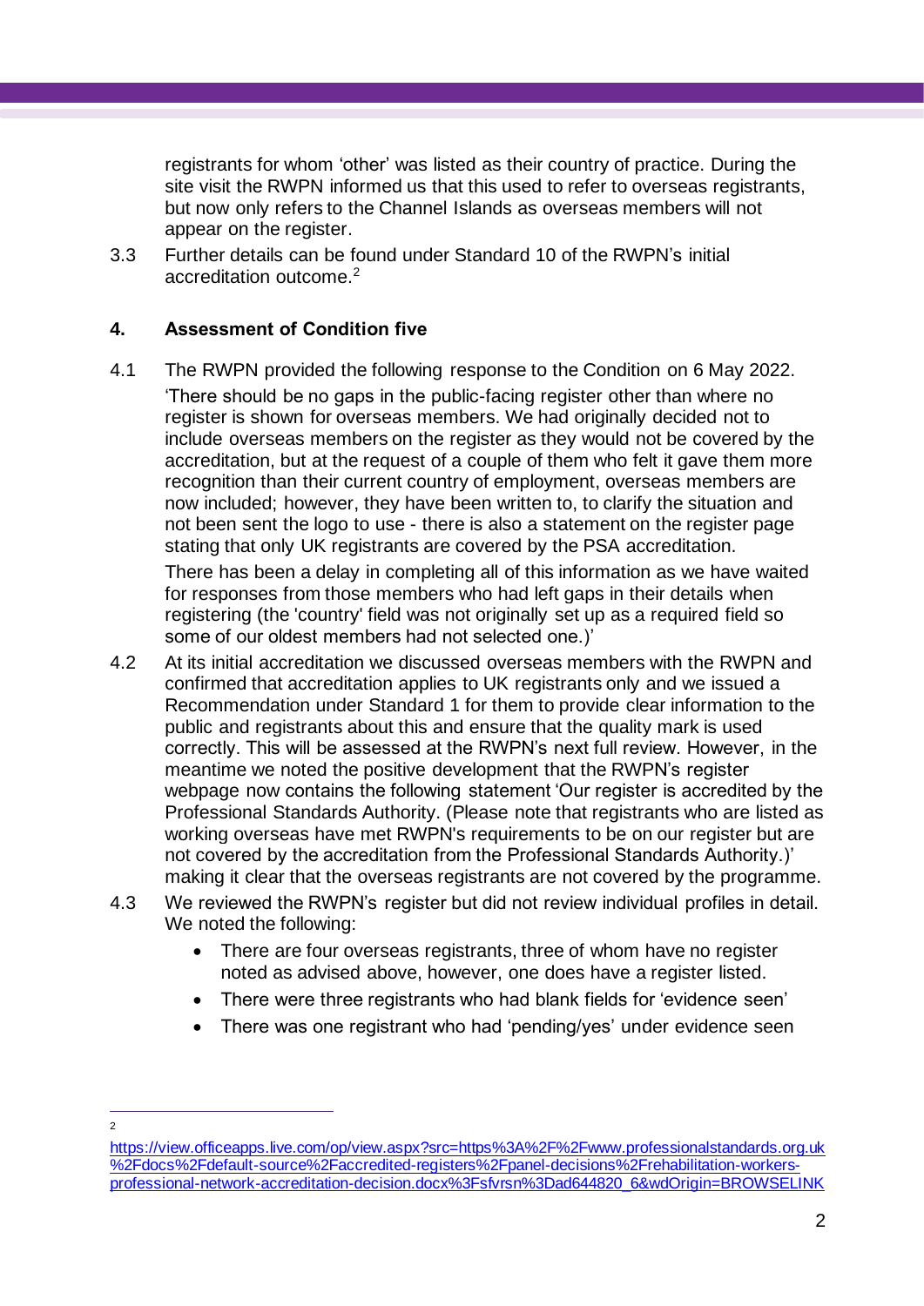registrants for whom 'other' was listed as their country of practice. During the site visit the RWPN informed us that this used to refer to overseas registrants, but now only refers to the Channel Islands as overseas members will not appear on the register.

3.3 Further details can be found under Standard 10 of the RWPN's initial accreditation outcome.[2]

## 4. Assessment of Condition five

4.1 The RWPN provided the following response to the Condition on 6 May 2022.

'There should be no gaps in the public-facing register other than where no register is shown for overseas members. We had originally decided not to include overseas members on the register as they would not be covered by the accreditation, but at the request of a couple of them who felt it gave them more recognition than their current country of employment, overseas members are now included; however, they have been written to, to clarify the situation and not been sent the logo to use - there is also a statement on the register page stating that only UK registrants are covered by the PSA accreditation.

There has been a delay in completing all of this information as we have waited for responses from those members who had left gaps in their details when registering (the 'country' field was not originally set up as a required field so some of our oldest members had not selected one.)'

4.2 At its initial accreditation we discussed overseas members with the RWPN and confirmed that accreditation applies to UK registrants only and we issued a Recommendation under Standard 1 for them to provide clear information to the public and registrants about this and ensure that the quality mark is used correctly. This will be assessed at the RWPN's next full review. However, in the meantime we noted the positive development that the RWPN's register webpage now contains the following statement 'Our register is accredited by the Professional Standards Authority. (Please note that registrants who are listed as working overseas have met RWPN's requirements to be on our register but are not covered by the accreditation from the Professional Standards Authority.)' making it clear that the overseas registrants are not covered by the programme.

4.3 We reviewed the RWPN's register but did not review individual profiles in detail. We noted the following:

- There are four overseas registrants, three of whom have no register noted as advised above, however, one does have a register listed.
- There were three registrants who had blank fields for 'evidence seen'
- There was one registrant who had 'pending/yes' under evidence seen

---

[2] https://view.officeapps.live.com/op/view.aspx?src=https%3A%2F%2Fwww.professionalstandards.org.uk%2Fdocs%2Fdefault-source%2Faccredited-registers%2Fpanel-decisions%2Frehabilitation-workers-professional-network-accreditation-decision.docx%3Fsfvrsn%3Dad644820_6&wdOrigin=BROWSELINK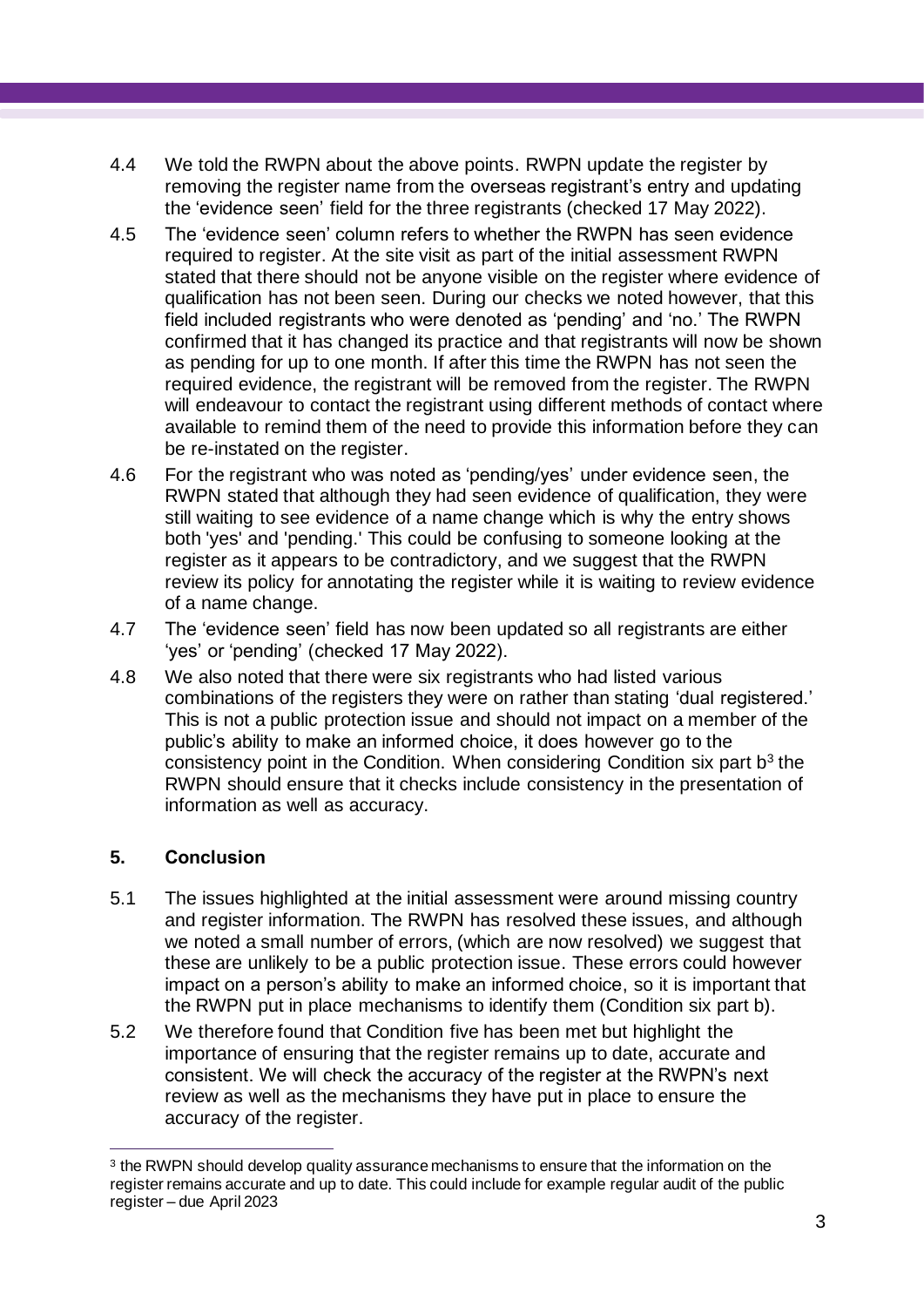4.4 We told the RWPN about the above points. RWPN update the register by removing the register name from the overseas registrant's entry and updating the 'evidence seen' field for the three registrants (checked 17 May 2022).

4.5 The 'evidence seen' column refers to whether the RWPN has seen evidence required to register. At the site visit as part of the initial assessment RWPN stated that there should not be anyone visible on the register where evidence of qualification has not been seen. During our checks we noted however, that this field included registrants who were denoted as 'pending' and 'no.' The RWPN confirmed that it has changed its practice and that registrants will now be shown as pending for up to one month. If after this time the RWPN has not seen the required evidence, the registrant will be removed from the register. The RWPN will endeavour to contact the registrant using different methods of contact where available to remind them of the need to provide this information before they can be re-instated on the register.

4.6 For the registrant who was noted as 'pending/yes' under evidence seen, the RWPN stated that although they had seen evidence of qualification, they were still waiting to see evidence of a name change which is why the entry shows both 'yes' and 'pending.' This could be confusing to someone looking at the register as it appears to be contradictory, and we suggest that the RWPN review its policy for annotating the register while it is waiting to review evidence of a name change.

4.7 The 'evidence seen' field has now been updated so all registrants are either 'yes' or 'pending' (checked 17 May 2022).

4.8 We also noted that there were six registrants who had listed various combinations of the registers they were on rather than stating 'dual registered.' This is not a public protection issue and should not impact on a member of the public's ability to make an informed choice, it does however go to the consistency point in the Condition. When considering Condition six part b[3] the RWPN should ensure that it checks include consistency in the presentation of information as well as accuracy.

## 5. Conclusion

5.1 The issues highlighted at the initial assessment were around missing country and register information. The RWPN has resolved these issues, and although we noted a small number of errors, (which are now resolved) we suggest that these are unlikely to be a public protection issue. These errors could however impact on a person's ability to make an informed choice, so it is important that the RWPN put in place mechanisms to identify them (Condition six part b).

5.2 We therefore found that Condition five has been met but highlight the importance of ensuring that the register remains up to date, accurate and consistent. We will check the accuracy of the register at the RWPN's next review as well as the mechanisms they have put in place to ensure the accuracy of the register.

---

[3] the RWPN should develop quality assurance mechanisms to ensure that the information on the register remains accurate and up to date. This could include for example regular audit of the public register – due April 2023